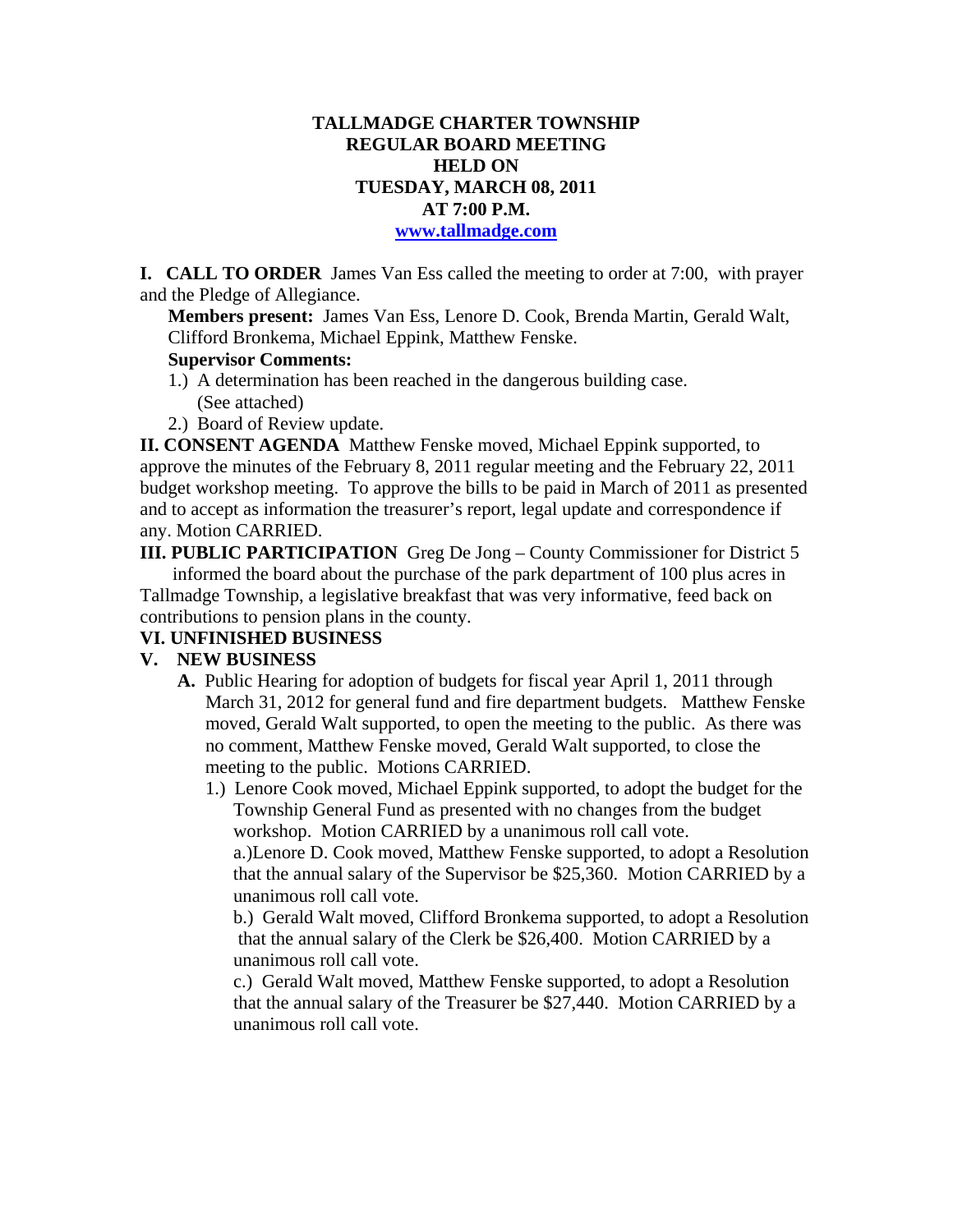# TALLMADGE CHARTER TOWNSHIP
## REGULAR BOARD MEETING
## HELD ON
## TUESDAY, MARCH 08, 2011
## AT 7:00 P.M.
## www.tallmadge.com

**I. CALL TO ORDER** James Van Ess called the meeting to order at 7:00, with prayer and the Pledge of Allegiance.

**Members present:** James Van Ess, Lenore D. Cook, Brenda Martin, Gerald Walt, Clifford Bronkema, Michael Eppink, Matthew Fenske.

**Supervisor Comments:**

1.) A determination has been reached in the dangerous building case. (See attached)

2.) Board of Review update.

**II. CONSENT AGENDA** Matthew Fenske moved, Michael Eppink supported, to approve the minutes of the February 8, 2011 regular meeting and the February 22, 2011 budget workshop meeting. To approve the bills to be paid in March of 2011 as presented and to accept as information the treasurer's report, legal update and correspondence if any. Motion CARRIED.

**III. PUBLIC PARTICIPATION** Greg De Jong – County Commissioner for District 5 informed the board about the purchase of the park department of 100 plus acres in Tallmadge Township, a legislative breakfast that was very informative, feed back on contributions to pension plans in the county.

**VI. UNFINISHED BUSINESS**

**V. NEW BUSINESS**

**A.** Public Hearing for adoption of budgets for fiscal year April 1, 2011 through March 31, 2012 for general fund and fire department budgets. Matthew Fenske moved, Gerald Walt supported, to open the meeting to the public. As there was no comment, Matthew Fenske moved, Gerald Walt supported, to close the meeting to the public. Motions CARRIED.

1.) Lenore Cook moved, Michael Eppink supported, to adopt the budget for the Township General Fund as presented with no changes from the budget workshop. Motion CARRIED by a unanimous roll call vote.

a.) Lenore D. Cook moved, Matthew Fenske supported, to adopt a Resolution that the annual salary of the Supervisor be $25,360. Motion CARRIED by a unanimous roll call vote.

b.) Gerald Walt moved, Clifford Bronkema supported, to adopt a Resolution that the annual salary of the Clerk be $26,400. Motion CARRIED by a unanimous roll call vote.

c.) Gerald Walt moved, Matthew Fenske supported, to adopt a Resolution that the annual salary of the Treasurer be $27,440. Motion CARRIED by a unanimous roll call vote.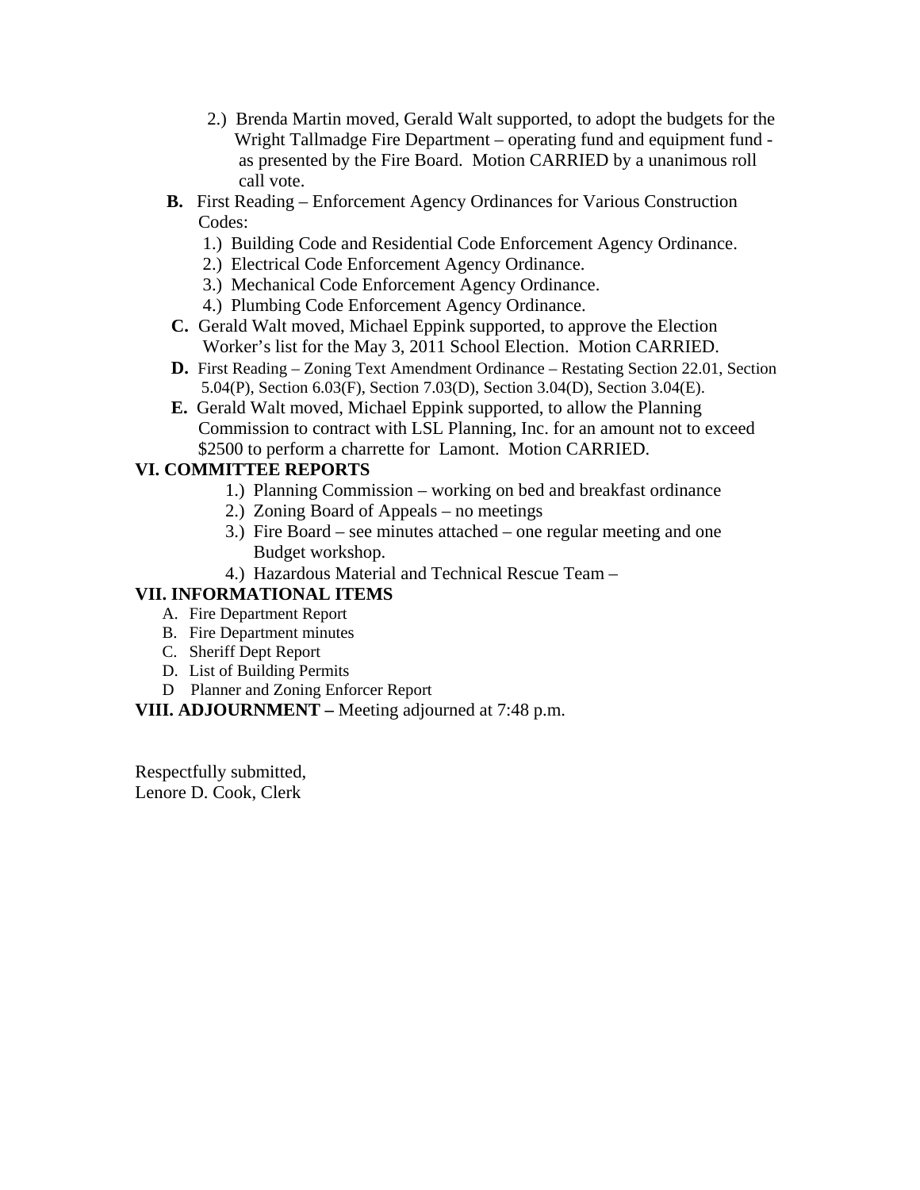2.) Brenda Martin moved, Gerald Walt supported, to adopt the budgets for the Wright Tallmadge Fire Department – operating fund and equipment fund - as presented by the Fire Board. Motion CARRIED by a unanimous roll call vote.

**B.** First Reading – Enforcement Agency Ordinances for Various Construction Codes:

1.) Building Code and Residential Code Enforcement Agency Ordinance.
2.) Electrical Code Enforcement Agency Ordinance.
3.) Mechanical Code Enforcement Agency Ordinance.
4.) Plumbing Code Enforcement Agency Ordinance.

**C.** Gerald Walt moved, Michael Eppink supported, to approve the Election Worker's list for the May 3, 2011 School Election. Motion CARRIED.

**D.** First Reading – Zoning Text Amendment Ordinance – Restating Section 22.01, Section 5.04(P), Section 6.03(F), Section 7.03(D), Section 3.04(D), Section 3.04(E).

**E.** Gerald Walt moved, Michael Eppink supported, to allow the Planning Commission to contract with LSL Planning, Inc. for an amount not to exceed $2500 to perform a charrette for Lamont. Motion CARRIED.

**VI. COMMITTEE REPORTS**

1.) Planning Commission – working on bed and breakfast ordinance
2.) Zoning Board of Appeals – no meetings
3.) Fire Board – see minutes attached – one regular meeting and one Budget workshop.
4.) Hazardous Material and Technical Rescue Team –

**VII. INFORMATIONAL ITEMS**

A. Fire Department Report
B. Fire Department minutes
C. Sheriff Dept Report
D. List of Building Permits
D Planner and Zoning Enforcer Report

**VIII. ADJOURNMENT –** Meeting adjourned at 7:48 p.m.

Respectfully submitted,
Lenore D. Cook, Clerk